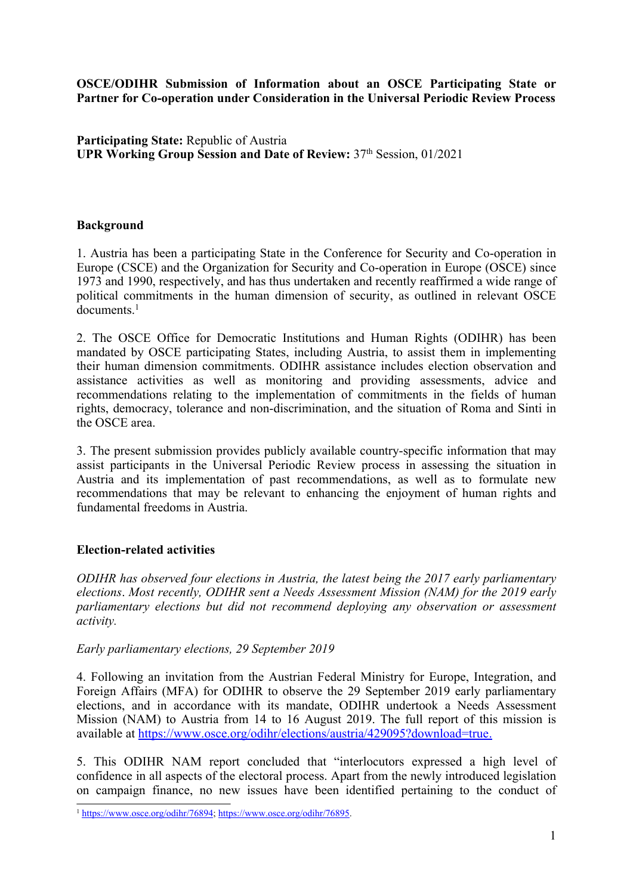**OSCE/ODIHR Submission of Information about an OSCE Participating State or Partner for Co-operation under Consideration in the Universal Periodic Review Process**

**Participating State:** Republic of Austria
**UPR Working Group Session and Date of Review:** 37th Session, 01/2021

## Background

1. Austria has been a participating State in the Conference for Security and Co-operation in Europe (CSCE) and the Organization for Security and Co-operation in Europe (OSCE) since 1973 and 1990, respectively, and has thus undertaken and recently reaffirmed a wide range of political commitments in the human dimension of security, as outlined in relevant OSCE documents.[1]

2. The OSCE Office for Democratic Institutions and Human Rights (ODIHR) has been mandated by OSCE participating States, including Austria, to assist them in implementing their human dimension commitments. ODIHR assistance includes election observation and assistance activities as well as monitoring and providing assessments, advice and recommendations relating to the implementation of commitments in the fields of human rights, democracy, tolerance and non-discrimination, and the situation of Roma and Sinti in the OSCE area.

3. The present submission provides publicly available country-specific information that may assist participants in the Universal Periodic Review process in assessing the situation in Austria and its implementation of past recommendations, as well as to formulate new recommendations that may be relevant to enhancing the enjoyment of human rights and fundamental freedoms in Austria.

## Election-related activities

*ODIHR has observed four elections in Austria, the latest being the 2017 early parliamentary elections. Most recently, ODIHR sent a Needs Assessment Mission (NAM) for the 2019 early parliamentary elections but did not recommend deploying any observation or assessment activity.*

*Early parliamentary elections, 29 September 2019*

4. Following an invitation from the Austrian Federal Ministry for Europe, Integration, and Foreign Affairs (MFA) for ODIHR to observe the 29 September 2019 early parliamentary elections, and in accordance with its mandate, ODIHR undertook a Needs Assessment Mission (NAM) to Austria from 14 to 16 August 2019. The full report of this mission is available at https://www.osce.org/odihr/elections/austria/429095?download=true.

5. This ODIHR NAM report concluded that "interlocutors expressed a high level of confidence in all aspects of the electoral process. Apart from the newly introduced legislation on campaign finance, no new issues have been identified pertaining to the conduct of

[1] https://www.osce.org/odihr/76894; https://www.osce.org/odihr/76895.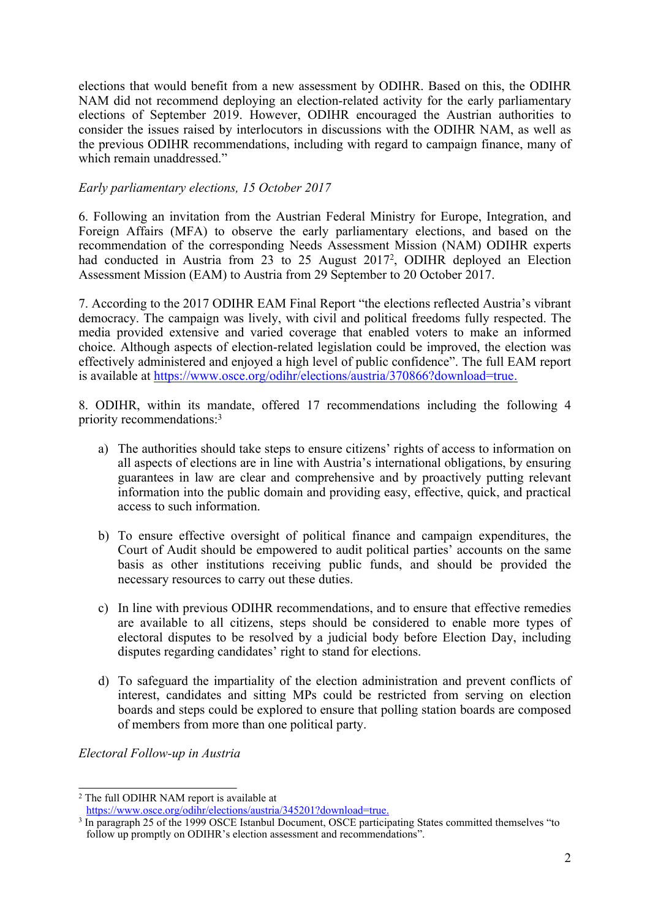elections that would benefit from a new assessment by ODIHR. Based on this, the ODIHR NAM did not recommend deploying an election-related activity for the early parliamentary elections of September 2019. However, ODIHR encouraged the Austrian authorities to consider the issues raised by interlocutors in discussions with the ODIHR NAM, as well as the previous ODIHR recommendations, including with regard to campaign finance, many of which remain unaddressed."

*Early parliamentary elections, 15 October 2017*

6. Following an invitation from the Austrian Federal Ministry for Europe, Integration, and Foreign Affairs (MFA) to observe the early parliamentary elections, and based on the recommendation of the corresponding Needs Assessment Mission (NAM) ODIHR experts had conducted in Austria from 23 to 25 August 2017[2], ODIHR deployed an Election Assessment Mission (EAM) to Austria from 29 September to 20 October 2017.

7. According to the 2017 ODIHR EAM Final Report "the elections reflected Austria's vibrant democracy. The campaign was lively, with civil and political freedoms fully respected. The media provided extensive and varied coverage that enabled voters to make an informed choice. Although aspects of election-related legislation could be improved, the election was effectively administered and enjoyed a high level of public confidence". The full EAM report is available at https://www.osce.org/odihr/elections/austria/370866?download=true.

8. ODIHR, within its mandate, offered 17 recommendations including the following 4 priority recommendations:[3]

a) The authorities should take steps to ensure citizens' rights of access to information on all aspects of elections are in line with Austria's international obligations, by ensuring guarantees in law are clear and comprehensive and by proactively putting relevant information into the public domain and providing easy, effective, quick, and practical access to such information.

b) To ensure effective oversight of political finance and campaign expenditures, the Court of Audit should be empowered to audit political parties' accounts on the same basis as other institutions receiving public funds, and should be provided the necessary resources to carry out these duties.

c) In line with previous ODIHR recommendations, and to ensure that effective remedies are available to all citizens, steps should be considered to enable more types of electoral disputes to be resolved by a judicial body before Election Day, including disputes regarding candidates' right to stand for elections.

d) To safeguard the impartiality of the election administration and prevent conflicts of interest, candidates and sitting MPs could be restricted from serving on election boards and steps could be explored to ensure that polling station boards are composed of members from more than one political party.

*Electoral Follow-up in Austria*

---

[2] The full ODIHR NAM report is available at https://www.osce.org/odihr/elections/austria/345201?download=true.

[3] In paragraph 25 of the 1999 OSCE Istanbul Document, OSCE participating States committed themselves "to follow up promptly on ODIHR's election assessment and recommendations".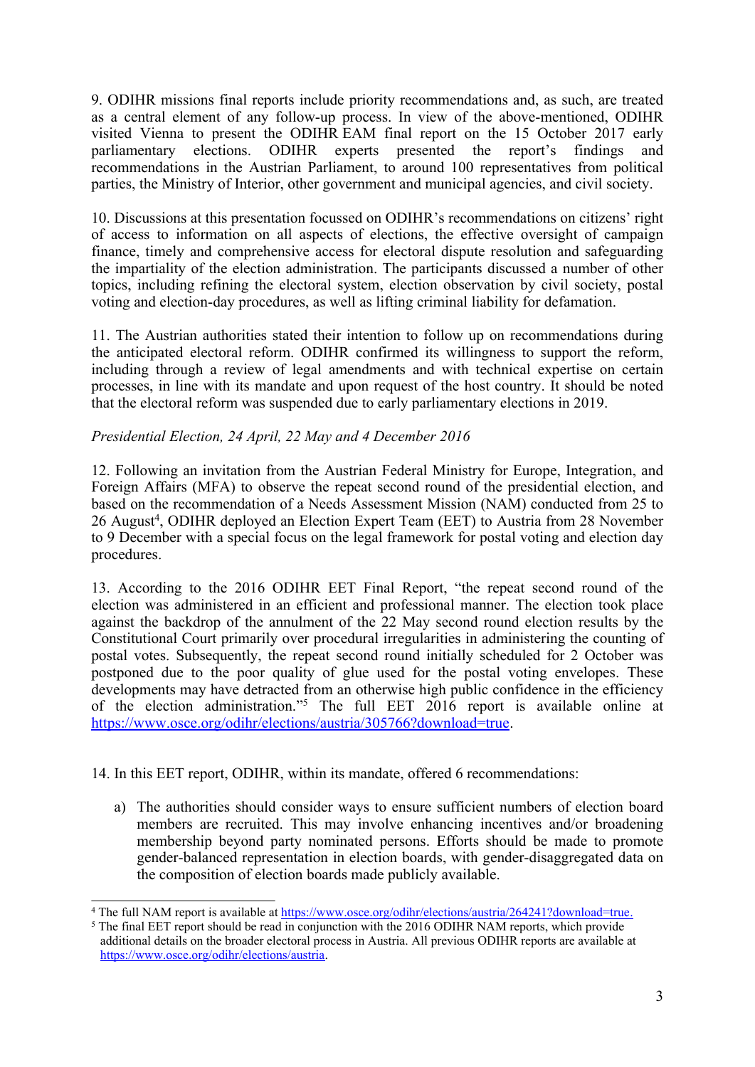9. ODIHR missions final reports include priority recommendations and, as such, are treated as a central element of any follow-up process. In view of the above-mentioned, ODIHR visited Vienna to present the ODIHR EAM final report on the 15 October 2017 early parliamentary elections. ODIHR experts presented the report's findings and recommendations in the Austrian Parliament, to around 100 representatives from political parties, the Ministry of Interior, other government and municipal agencies, and civil society.

10. Discussions at this presentation focussed on ODIHR's recommendations on citizens' right of access to information on all aspects of elections, the effective oversight of campaign finance, timely and comprehensive access for electoral dispute resolution and safeguarding the impartiality of the election administration. The participants discussed a number of other topics, including refining the electoral system, election observation by civil society, postal voting and election-day procedures, as well as lifting criminal liability for defamation.

11. The Austrian authorities stated their intention to follow up on recommendations during the anticipated electoral reform. ODIHR confirmed its willingness to support the reform, including through a review of legal amendments and with technical expertise on certain processes, in line with its mandate and upon request of the host country. It should be noted that the electoral reform was suspended due to early parliamentary elections in 2019.

*Presidential Election, 24 April, 22 May and 4 December 2016*

12. Following an invitation from the Austrian Federal Ministry for Europe, Integration, and Foreign Affairs (MFA) to observe the repeat second round of the presidential election, and based on the recommendation of a Needs Assessment Mission (NAM) conducted from 25 to 26 August[4], ODIHR deployed an Election Expert Team (EET) to Austria from 28 November to 9 December with a special focus on the legal framework for postal voting and election day procedures.

13. According to the 2016 ODIHR EET Final Report, "the repeat second round of the election was administered in an efficient and professional manner. The election took place against the backdrop of the annulment of the 22 May second round election results by the Constitutional Court primarily over procedural irregularities in administering the counting of postal votes. Subsequently, the repeat second round initially scheduled for 2 October was postponed due to the poor quality of glue used for the postal voting envelopes. These developments may have detracted from an otherwise high public confidence in the efficiency of the election administration."[5] The full EET 2016 report is available online at https://www.osce.org/odihr/elections/austria/305766?download=true.

14. In this EET report, ODIHR, within its mandate, offered 6 recommendations:

a) The authorities should consider ways to ensure sufficient numbers of election board members are recruited. This may involve enhancing incentives and/or broadening membership beyond party nominated persons. Efforts should be made to promote gender-balanced representation in election boards, with gender-disaggregated data on the composition of election boards made publicly available.

---

[4] The full NAM report is available at https://www.osce.org/odihr/elections/austria/264241?download=true.

[5] The final EET report should be read in conjunction with the 2016 ODIHR NAM reports, which provide additional details on the broader electoral process in Austria. All previous ODIHR reports are available at https://www.osce.org/odihr/elections/austria.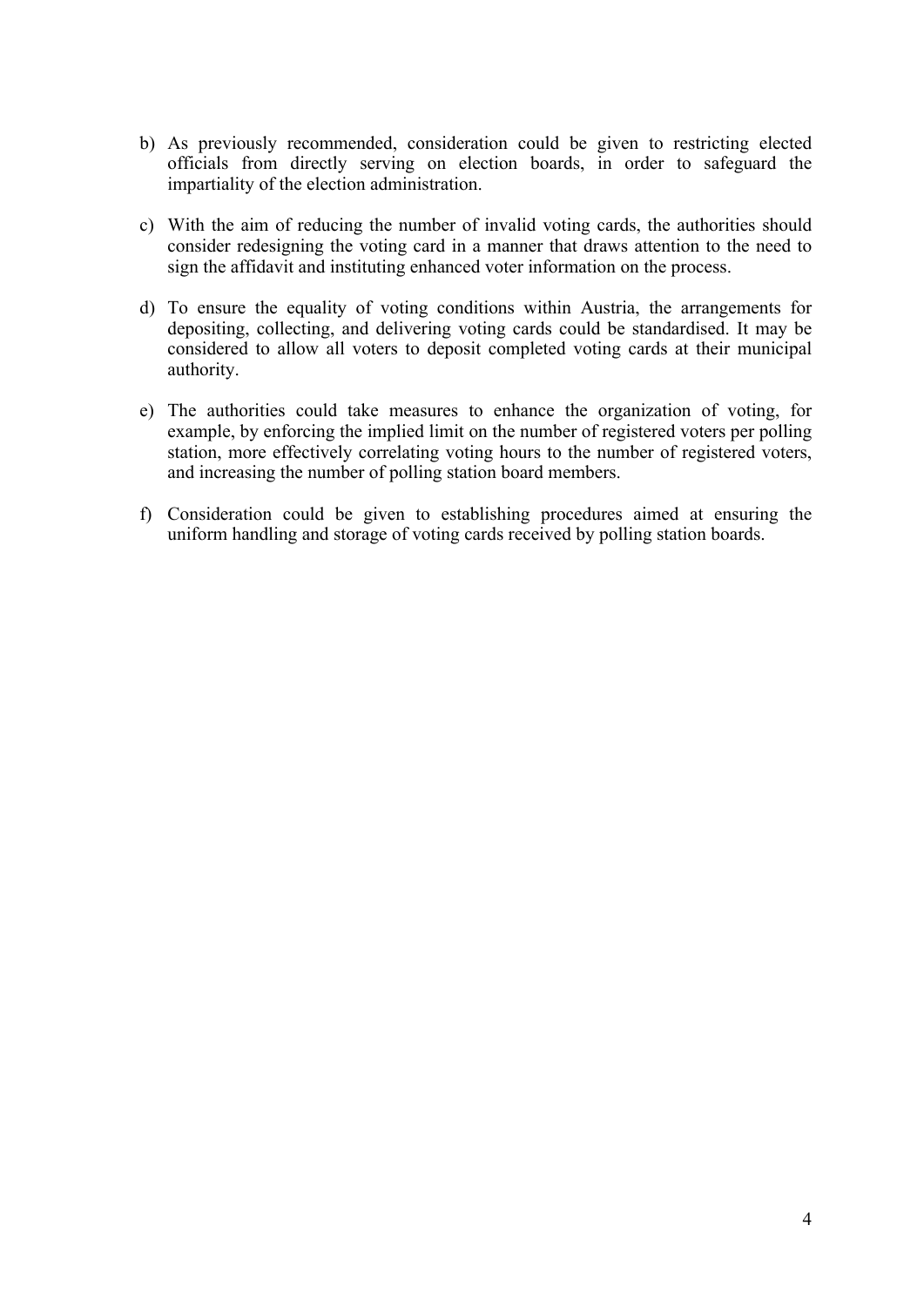b) As previously recommended, consideration could be given to restricting elected officials from directly serving on election boards, in order to safeguard the impartiality of the election administration.

c) With the aim of reducing the number of invalid voting cards, the authorities should consider redesigning the voting card in a manner that draws attention to the need to sign the affidavit and instituting enhanced voter information on the process.

d) To ensure the equality of voting conditions within Austria, the arrangements for depositing, collecting, and delivering voting cards could be standardised. It may be considered to allow all voters to deposit completed voting cards at their municipal authority.

e) The authorities could take measures to enhance the organization of voting, for example, by enforcing the implied limit on the number of registered voters per polling station, more effectively correlating voting hours to the number of registered voters, and increasing the number of polling station board members.

f) Consideration could be given to establishing procedures aimed at ensuring the uniform handling and storage of voting cards received by polling station boards.